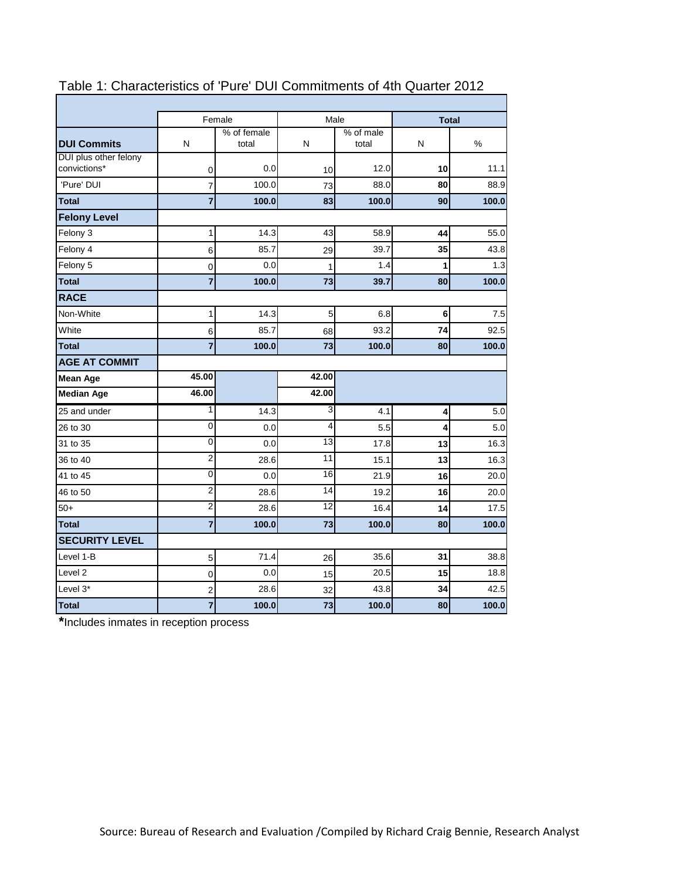Table 1: Characteristics of 'Pure' DUI Commitments of 4th Quarter 2012

| | Female | | Male | | **Total** | |
|---|---|---|---|---|---|---|
| **DUI Commits** | N | % of female total | N | % of male total | N | % |
| DUI plus other felony convictions* | 0 | 0.0 | 10 | 12.0 | **10** | 11.1 |
| 'Pure' DUI | 7 | 100.0 | 73 | 88.0 | **80** | 88.9 |
| **Total** | **7** | **100.0** | **83** | **100.0** | **90** | **100.0** |
| **Felony Level** | | | | | | |
| Felony 3 | 1 | 14.3 | 43 | 58.9 | **44** | 55.0 |
| Felony 4 | 6 | 85.7 | 29 | 39.7 | **35** | 43.8 |
| Felony 5 | 0 | 0.0 | 1 | 1.4 | **1** | 1.3 |
| **Total** | **7** | **100.0** | **73** | **39.7** | **80** | **100.0** |
| **RACE** | | | | | | |
| Non-White | 1 | 14.3 | 5 | 6.8 | **6** | 7.5 |
| White | 6 | 85.7 | 68 | 93.2 | **74** | 92.5 |
| **Total** | **7** | **100.0** | **73** | **100.0** | **80** | **100.0** |
| **AGE AT COMMIT** | | | | | | |
| **Mean Age** | **45.00** | | **42.00** | | | |
| **Median Age** | **46.00** | | **42.00** | | | |
| 25 and under | 1 | 14.3 | 3 | 4.1 | **4** | 5.0 |
| 26 to 30 | 0 | 0.0 | 4 | 5.5 | **4** | 5.0 |
| 31 to 35 | 0 | 0.0 | 13 | 17.8 | **13** | 16.3 |
| 36 to 40 | 2 | 28.6 | 11 | 15.1 | **13** | 16.3 |
| 41 to 45 | 0 | 0.0 | 16 | 21.9 | **16** | 20.0 |
| 46 to 50 | 2 | 28.6 | 14 | 19.2 | **16** | 20.0 |
| 50+ | 2 | 28.6 | 12 | 16.4 | **14** | 17.5 |
| **Total** | **7** | **100.0** | **73** | **100.0** | **80** | **100.0** |
| **SECURITY LEVEL** | | | | | | |
| Level 1-B | 5 | 71.4 | 26 | 35.6 | **31** | 38.8 |
| Level 2 | 0 | 0.0 | 15 | 20.5 | **15** | 18.8 |
| Level 3* | 2 | 28.6 | 32 | 43.8 | **34** | 42.5 |
| **Total** | **7** | **100.0** | **73** | **100.0** | **80** | **100.0** |

***Includes inmates in reception process

Source: Bureau of Research and Evaluation /Compiled by Richard Craig Bennie, Research Analyst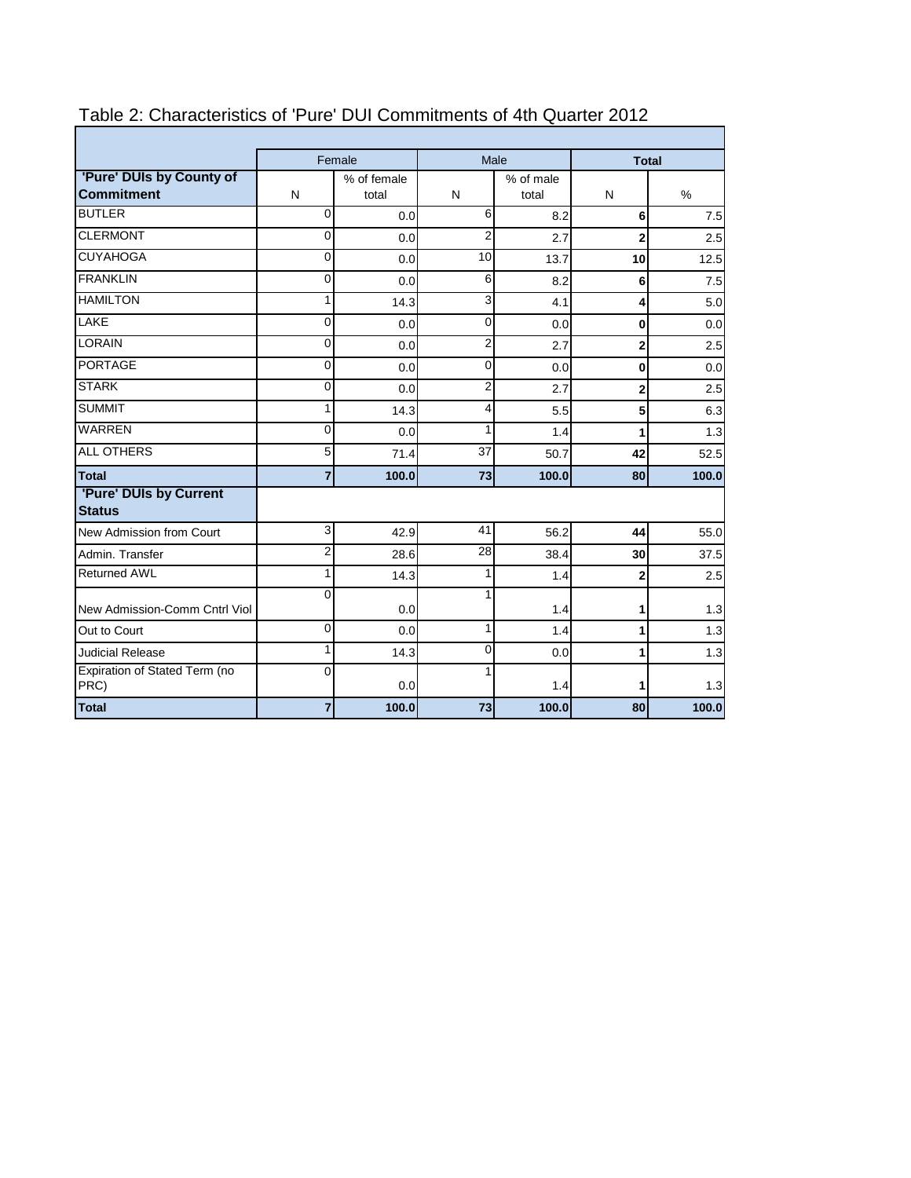## Table 2: Characteristics of 'Pure' DUI Commitments of 4th Quarter 2012

| | Female | | Male | | **Total** | |
|---|---|---|---|---|---|---|
| **'Pure' DUIs by County of Commitment** | N | % of female total | N | % of male total | N | % |
| BUTLER | 0 | 0.0 | 6 | 8.2 | **6** | 7.5 |
| CLERMONT | 0 | 0.0 | 2 | 2.7 | **2** | 2.5 |
| CUYAHOGA | 0 | 0.0 | 10 | 13.7 | **10** | 12.5 |
| FRANKLIN | 0 | 0.0 | 6 | 8.2 | **6** | 7.5 |
| HAMILTON | 1 | 14.3 | 3 | 4.1 | **4** | 5.0 |
| LAKE | 0 | 0.0 | 0 | 0.0 | **0** | 0.0 |
| LORAIN | 0 | 0.0 | 2 | 2.7 | **2** | 2.5 |
| PORTAGE | 0 | 0.0 | 0 | 0.0 | **0** | 0.0 |
| STARK | 0 | 0.0 | 2 | 2.7 | **2** | 2.5 |
| SUMMIT | 1 | 14.3 | 4 | 5.5 | **5** | 6.3 |
| WARREN | 0 | 0.0 | 1 | 1.4 | **1** | 1.3 |
| ALL OTHERS | 5 | 71.4 | 37 | 50.7 | **42** | 52.5 |
| **Total** | **7** | **100.0** | **73** | **100.0** | **80** | **100.0** |
| **'Pure' DUIs by Current Status** | | | | | | |
| New Admission from Court | 3 | 42.9 | 41 | 56.2 | **44** | 55.0 |
| Admin. Transfer | 2 | 28.6 | 28 | 38.4 | **30** | 37.5 |
| Returned AWL | 1 | 14.3 | 1 | 1.4 | **2** | 2.5 |
| New Admission-Comm Cntrl Viol | 0 | 0.0 | 1 | 1.4 | **1** | 1.3 |
| Out to Court | 0 | 0.0 | 1 | 1.4 | **1** | 1.3 |
| Judicial Release | 1 | 14.3 | 0 | 0.0 | **1** | 1.3 |
| Expiration of Stated Term (no PRC) | 0 | 0.0 | 1 | 1.4 | **1** | 1.3 |
| **Total** | **7** | **100.0** | **73** | **100.0** | **80** | **100.0** |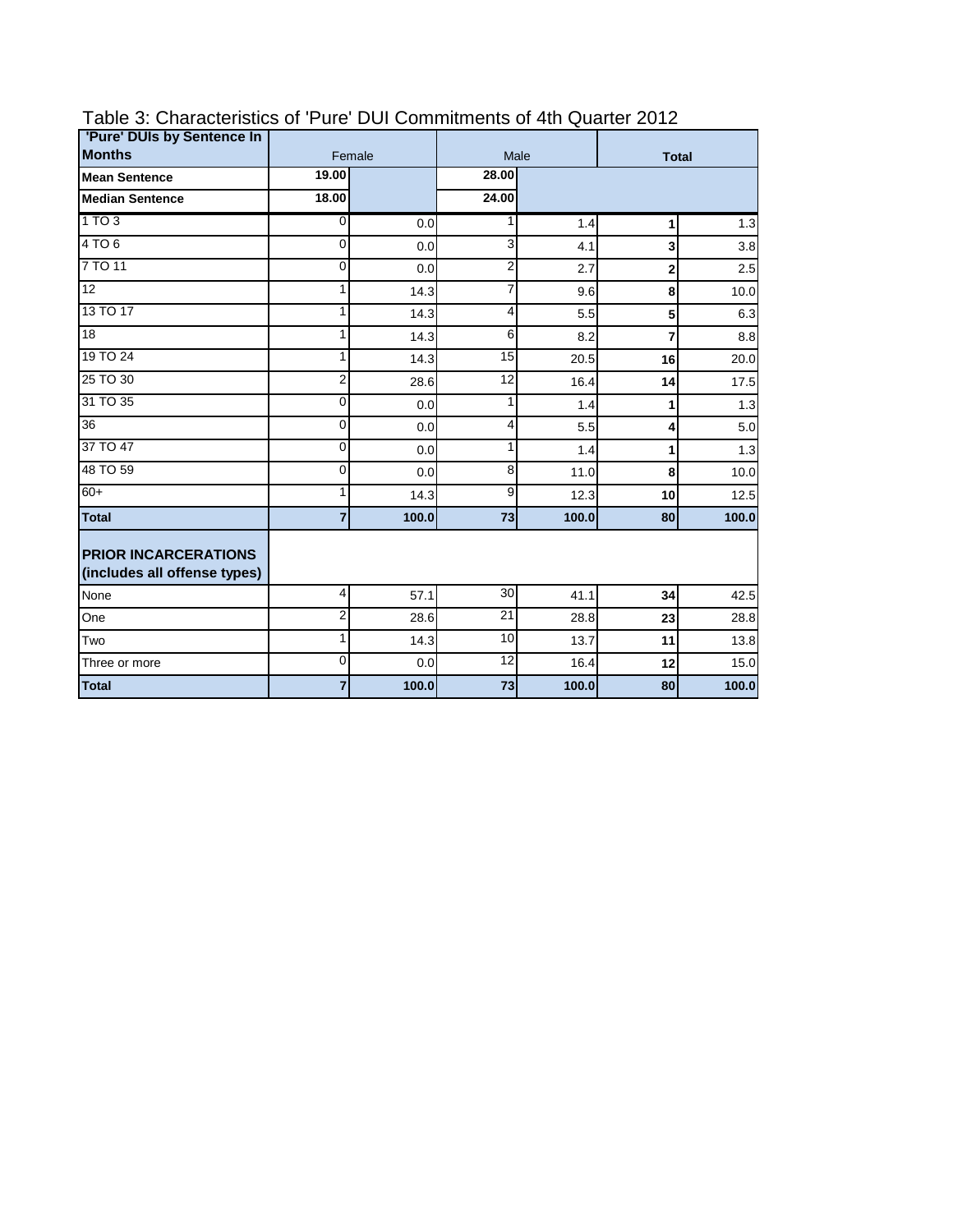Table 3: Characteristics of 'Pure' DUI Commitments of 4th Quarter 2012

| 'Pure' DUIs by Sentence In Months | Female | | Male | | Total | |
|---|---|---|---|---|---|---|
| **Mean Sentence** | **19.00** | | **28.00** | | | |
| **Median Sentence** | **18.00** | | **24.00** | | | |
| 1 TO 3 | 0 | 0.0 | 1 | 1.4 | **1** | 1.3 |
| 4 TO 6 | 0 | 0.0 | 3 | 4.1 | **3** | 3.8 |
| 7 TO 11 | 0 | 0.0 | 2 | 2.7 | **2** | 2.5 |
| 12 | 1 | 14.3 | 7 | 9.6 | **8** | 10.0 |
| 13 TO 17 | 1 | 14.3 | 4 | 5.5 | **5** | 6.3 |
| 18 | 1 | 14.3 | 6 | 8.2 | **7** | 8.8 |
| 19 TO 24 | 1 | 14.3 | 15 | 20.5 | **16** | 20.0 |
| 25 TO 30 | 2 | 28.6 | 12 | 16.4 | **14** | 17.5 |
| 31 TO 35 | 0 | 0.0 | 1 | 1.4 | **1** | 1.3 |
| 36 | 0 | 0.0 | 4 | 5.5 | **4** | 5.0 |
| 37 TO 47 | 0 | 0.0 | 1 | 1.4 | **1** | 1.3 |
| 48 TO 59 | 0 | 0.0 | 8 | 11.0 | **8** | 10.0 |
| 60+ | 1 | 14.3 | 9 | 12.3 | **10** | 12.5 |
| **Total** | **7** | **100.0** | **73** | **100.0** | **80** | **100.0** |
| **PRIOR INCARCERATIONS (includes all offense types)** | | | | | | |
| None | 4 | 57.1 | 30 | 41.1 | **34** | 42.5 |
| One | 2 | 28.6 | 21 | 28.8 | **23** | 28.8 |
| Two | 1 | 14.3 | 10 | 13.7 | **11** | 13.8 |
| Three or more | 0 | 0.0 | 12 | 16.4 | **12** | 15.0 |
| **Total** | **7** | **100.0** | **73** | **100.0** | **80** | **100.0** |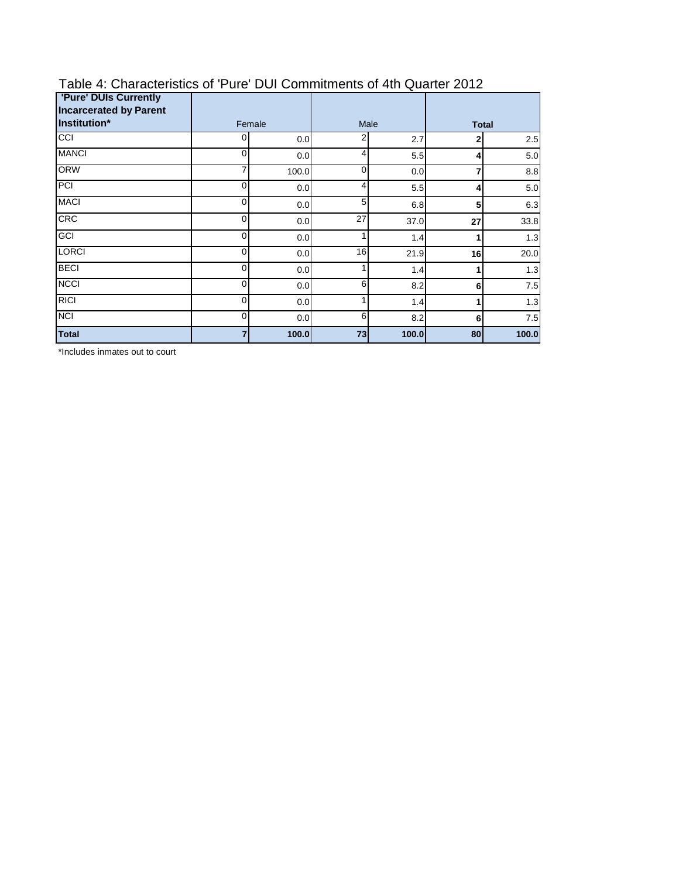## Table 4: Characteristics of 'Pure' DUI Commitments of 4th Quarter 2012

| 'Pure' DUIs Currently Incarcerated by Parent Institution* | Female | | Male | | Total | |
|---|---|---|---|---|---|---|
| CCI | 0 | 0.0 | 2 | 2.7 | **2** | 2.5 |
| MANCI | 0 | 0.0 | 4 | 5.5 | **4** | 5.0 |
| ORW | 7 | 100.0 | 0 | 0.0 | **7** | 8.8 |
| PCI | 0 | 0.0 | 4 | 5.5 | **4** | 5.0 |
| MACI | 0 | 0.0 | 5 | 6.8 | **5** | 6.3 |
| CRC | 0 | 0.0 | 27 | 37.0 | **27** | 33.8 |
| GCI | 0 | 0.0 | 1 | 1.4 | **1** | 1.3 |
| LORCI | 0 | 0.0 | 16 | 21.9 | **16** | 20.0 |
| BECI | 0 | 0.0 | 1 | 1.4 | **1** | 1.3 |
| NCCI | 0 | 0.0 | 6 | 8.2 | **6** | 7.5 |
| RICI | 0 | 0.0 | 1 | 1.4 | **1** | 1.3 |
| NCI | 0 | 0.0 | 6 | 8.2 | **6** | 7.5 |
| **Total** | **7** | **100.0** | **73** | **100.0** | **80** | **100.0** |

*Includes inmates out to court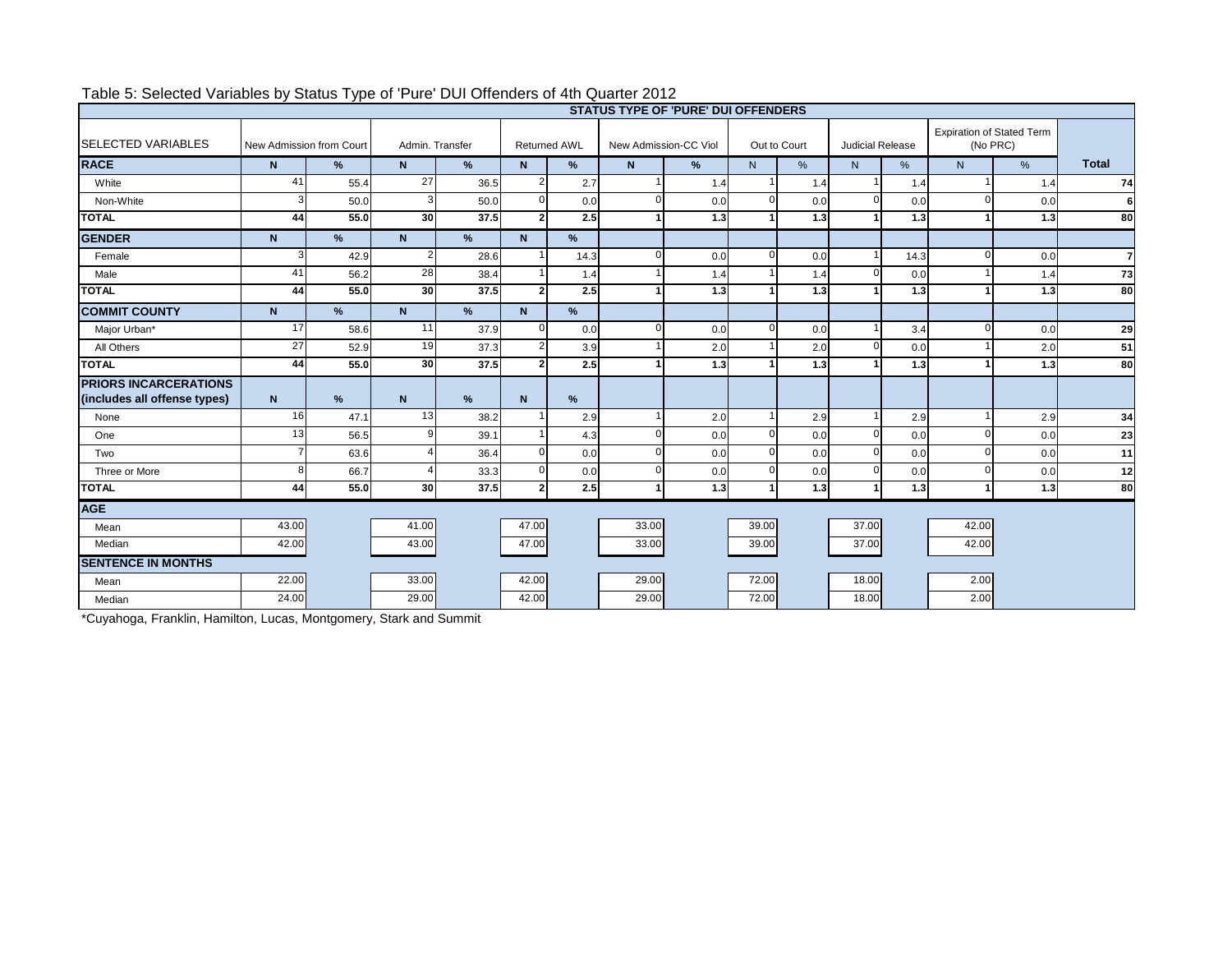Table 5: Selected Variables by Status Type of 'Pure' DUI Offenders of 4th Quarter 2012

| SELECTED VARIABLES | STATUS TYPE OF 'PURE' DUI OFFENDERS | | | | | | | | | | | | | | |
|---|---|---|---|---|---|---|---|---|---|---|---|---|---|---|---|
| | New Admission from Court | | Admin. Transfer | | Returned AWL | | New Admission-CC Viol | | Out to Court | | Judicial Release | | Expiration of Stated Term (No PRC) | | |
| **RACE** | **N** | **%** | **N** | **%** | **N** | **%** | **N** | **%** | N | % | N | % | N | % | **Total** |
| White | 41 | 55.4 | 27 | 36.5 | 2 | 2.7 | 1 | 1.4 | 1 | 1.4 | 1 | 1.4 | 1 | 1.4 | 74 |
| Non-White | 3 | 50.0 | 3 | 50.0 | 0 | 0.0 | 0 | 0.0 | 0 | 0.0 | 0 | 0.0 | 0 | 0.0 | 6 |
| **TOTAL** | **44** | **55.0** | **30** | **37.5** | **2** | **2.5** | **1** | **1.3** | **1** | **1.3** | **1** | **1.3** | **1** | **1.3** | **80** |
| **GENDER** | **N** | **%** | **N** | **%** | **N** | **%** | | | | | | | | | |
| Female | 3 | 42.9 | 2 | 28.6 | 1 | 14.3 | 0 | 0.0 | 0 | 0.0 | 1 | 14.3 | 0 | 0.0 | 7 |
| Male | 41 | 56.2 | 28 | 38.4 | 1 | 1.4 | 1 | 1.4 | 1 | 1.4 | 0 | 0.0 | 1 | 1.4 | 73 |
| **TOTAL** | **44** | **55.0** | **30** | **37.5** | **2** | **2.5** | **1** | **1.3** | **1** | **1.3** | **1** | **1.3** | **1** | **1.3** | **80** |
| **COMMIT COUNTY** | **N** | **%** | **N** | **%** | **N** | **%** | | | | | | | | | |
| Major Urban* | 17 | 58.6 | 11 | 37.9 | 0 | 0.0 | 0 | 0.0 | 0 | 0.0 | 1 | 3.4 | 0 | 0.0 | 29 |
| All Others | 27 | 52.9 | 19 | 37.3 | 2 | 3.9 | 1 | 2.0 | 1 | 2.0 | 0 | 0.0 | 1 | 2.0 | 51 |
| **TOTAL** | **44** | **55.0** | **30** | **37.5** | **2** | **2.5** | **1** | **1.3** | **1** | **1.3** | **1** | **1.3** | **1** | **1.3** | **80** |
| **PRIORS INCARCERATIONS (includes all offense types)** | **N** | **%** | **N** | **%** | **N** | **%** | | | | | | | | | |
| None | 16 | 47.1 | 13 | 38.2 | 1 | 2.9 | 1 | 2.0 | 1 | 2.9 | 1 | 2.9 | 1 | 2.9 | 34 |
| One | 13 | 56.5 | 9 | 39.1 | 1 | 4.3 | 0 | 0.0 | 0 | 0.0 | 0 | 0.0 | 0 | 0.0 | 23 |
| Two | 7 | 63.6 | 4 | 36.4 | 0 | 0.0 | 0 | 0.0 | 0 | 0.0 | 0 | 0.0 | 0 | 0.0 | 11 |
| Three or More | 8 | 66.7 | 4 | 33.3 | 0 | 0.0 | 0 | 0.0 | 0 | 0.0 | 0 | 0.0 | 0 | 0.0 | 12 |
| **TOTAL** | **44** | **55.0** | **30** | **37.5** | **2** | **2.5** | **1** | **1.3** | **1** | **1.3** | **1** | **1.3** | **1** | **1.3** | **80** |
| **AGE** | | | | | | | | | | | | | | | |
| Mean | 43.00 | | 41.00 | | 47.00 | | 33.00 | | 39.00 | | 37.00 | | 42.00 | | |
| Median | 42.00 | | 43.00 | | 47.00 | | 33.00 | | 39.00 | | 37.00 | | 42.00 | | |
| **SENTENCE IN MONTHS** | | | | | | | | | | | | | | | |
| Mean | 22.00 | | 33.00 | | 42.00 | | 29.00 | | 72.00 | | 18.00 | | 2.00 | | |
| Median | 24.00 | | 29.00 | | 42.00 | | 29.00 | | 72.00 | | 18.00 | | 2.00 | | |

*Cuyahoga, Franklin, Hamilton, Lucas, Montgomery, Stark and Summit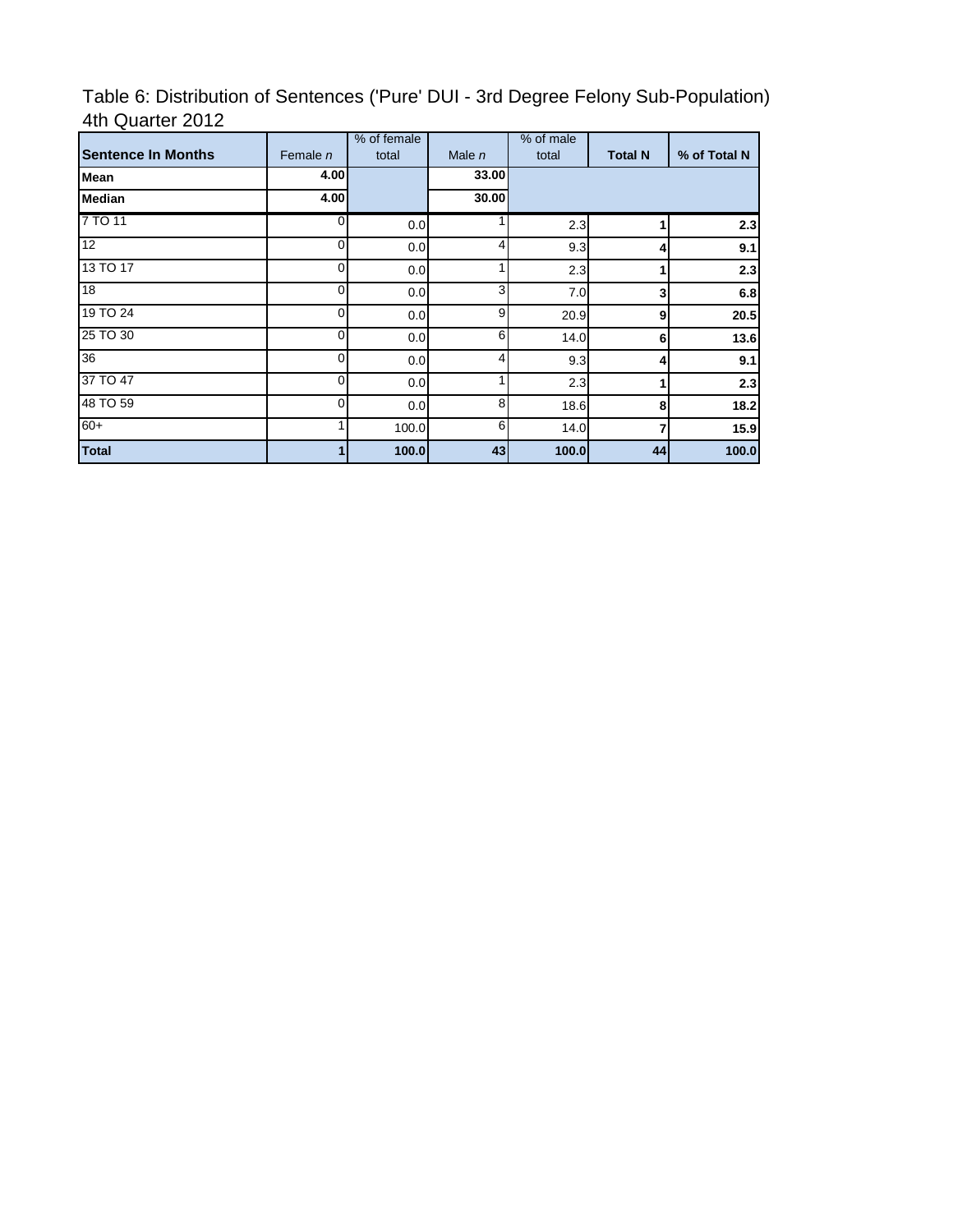Table 6: Distribution of Sentences ('Pure' DUI - 3rd Degree Felony Sub-Population) 4th Quarter 2012

| Sentence In Months | Female *n* | % of female total | Male *n* | % of male total | Total N | % of Total N |
|---|---|---|---|---|---|---|
| **Mean** | **4.00** | | **33.00** | | | |
| **Median** | **4.00** | | **30.00** | | | |
| 7 TO 11 | 0 | 0.0 | 1 | 2.3 | **1** | **2.3** |
| 12 | 0 | 0.0 | 4 | 9.3 | **4** | **9.1** |
| 13 TO 17 | 0 | 0.0 | 1 | 2.3 | **1** | **2.3** |
| 18 | 0 | 0.0 | 3 | 7.0 | **3** | **6.8** |
| 19 TO 24 | 0 | 0.0 | 9 | 20.9 | **9** | **20.5** |
| 25 TO 30 | 0 | 0.0 | 6 | 14.0 | **6** | **13.6** |
| 36 | 0 | 0.0 | 4 | 9.3 | **4** | **9.1** |
| 37 TO 47 | 0 | 0.0 | 1 | 2.3 | **1** | **2.3** |
| 48 TO 59 | 0 | 0.0 | 8 | 18.6 | **8** | **18.2** |
| 60+ | 1 | 100.0 | 6 | 14.0 | **7** | **15.9** |
| **Total** | **1** | **100.0** | **43** | **100.0** | **44** | **100.0** |